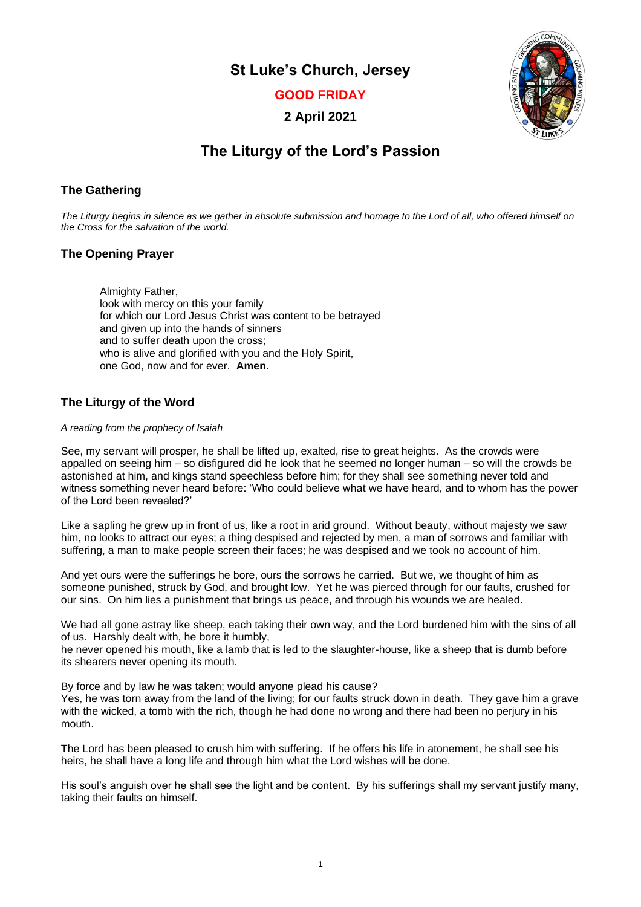# St Luke's Church, Jersey

**GOOD FRIDAY**

**2 April 2021**

# The Liturgy of the Lord's Passion

## The Gathering

*The Liturgy begins in silence as we gather in absolute submission and homage to the Lord of all, who offered himself on the Cross for the salvation of the world.*

## The Opening Prayer

Almighty Father,
look with mercy on this your family
for which our Lord Jesus Christ was content to be betrayed
and given up into the hands of sinners
and to suffer death upon the cross;
who is alive and glorified with you and the Holy Spirit,
one God, now and for ever. **Amen**.

## The Liturgy of the Word

*A reading from the prophecy of Isaiah*

See, my servant will prosper, he shall be lifted up, exalted, rise to great heights. As the crowds were appalled on seeing him – so disfigured did he look that he seemed no longer human – so will the crowds be astonished at him, and kings stand speechless before him; for they shall see something never told and witness something never heard before: 'Who could believe what we have heard, and to whom has the power of the Lord been revealed?'

Like a sapling he grew up in front of us, like a root in arid ground. Without beauty, without majesty we saw him, no looks to attract our eyes; a thing despised and rejected by men, a man of sorrows and familiar with suffering, a man to make people screen their faces; he was despised and we took no account of him.

And yet ours were the sufferings he bore, ours the sorrows he carried. But we, we thought of him as someone punished, struck by God, and brought low. Yet he was pierced through for our faults, crushed for our sins. On him lies a punishment that brings us peace, and through his wounds we are healed.

We had all gone astray like sheep, each taking their own way, and the Lord burdened him with the sins of all of us. Harshly dealt with, he bore it humbly,
he never opened his mouth, like a lamb that is led to the slaughter-house, like a sheep that is dumb before its shearers never opening its mouth.

By force and by law he was taken; would anyone plead his cause?
Yes, he was torn away from the land of the living; for our faults struck down in death. They gave him a grave with the wicked, a tomb with the rich, though he had done no wrong and there had been no perjury in his mouth.

The Lord has been pleased to crush him with suffering. If he offers his life in atonement, he shall see his heirs, he shall have a long life and through him what the Lord wishes will be done.

His soul's anguish over he shall see the light and be content. By his sufferings shall my servant justify many, taking their faults on himself.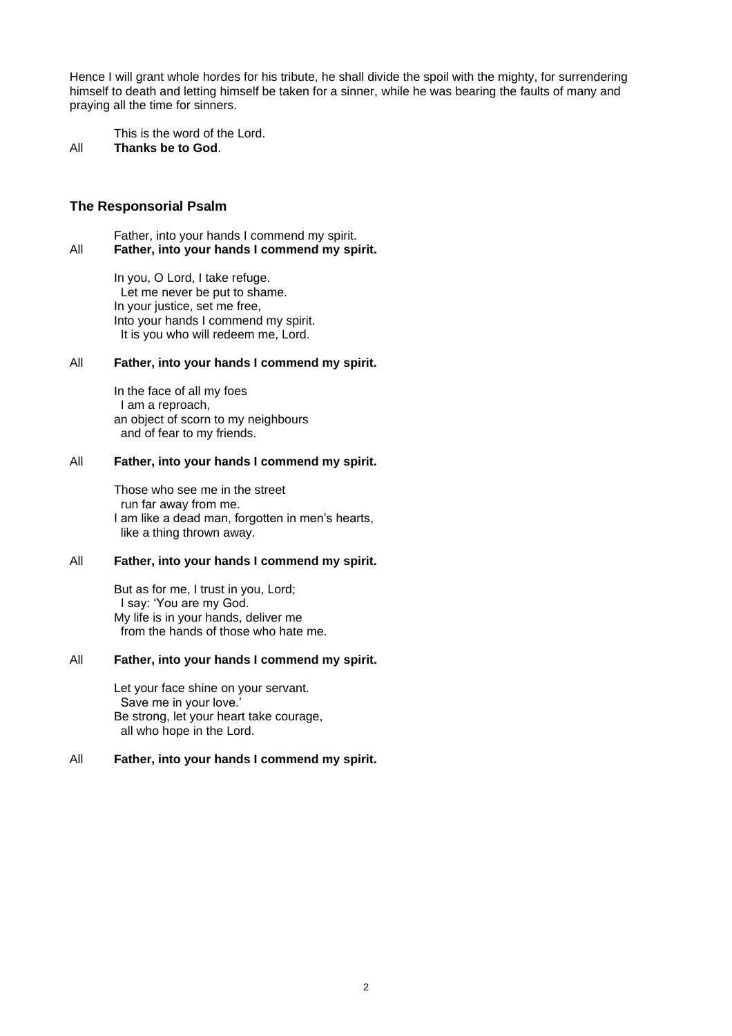Hence I will grant whole hordes for his tribute, he shall divide the spoil with the mighty, for surrendering himself to death and letting himself be taken for a sinner, while he was bearing the faults of many and praying all the time for sinners.

This is the word of the Lord.
All **Thanks be to God**.

## The Responsorial Psalm

Father, into your hands I commend my spirit.
All **Father, into your hands I commend my spirit.**

In you, O Lord, I take refuge.
  Let me never be put to shame.
In your justice, set me free,
Into your hands I commend my spirit.
  It is you who will redeem me, Lord.

All **Father, into your hands I commend my spirit.**

In the face of all my foes
  I am a reproach,
an object of scorn to my neighbours
  and of fear to my friends.

All **Father, into your hands I commend my spirit.**

Those who see me in the street
  run far away from me.
I am like a dead man, forgotten in men's hearts,
  like a thing thrown away.

All **Father, into your hands I commend my spirit.**

But as for me, I trust in you, Lord;
  I say: 'You are my God.
My life is in your hands, deliver me
  from the hands of those who hate me.

All **Father, into your hands I commend my spirit.**

Let your face shine on your servant.
  Save me in your love.'
Be strong, let your heart take courage,
  all who hope in the Lord.

All **Father, into your hands I commend my spirit.**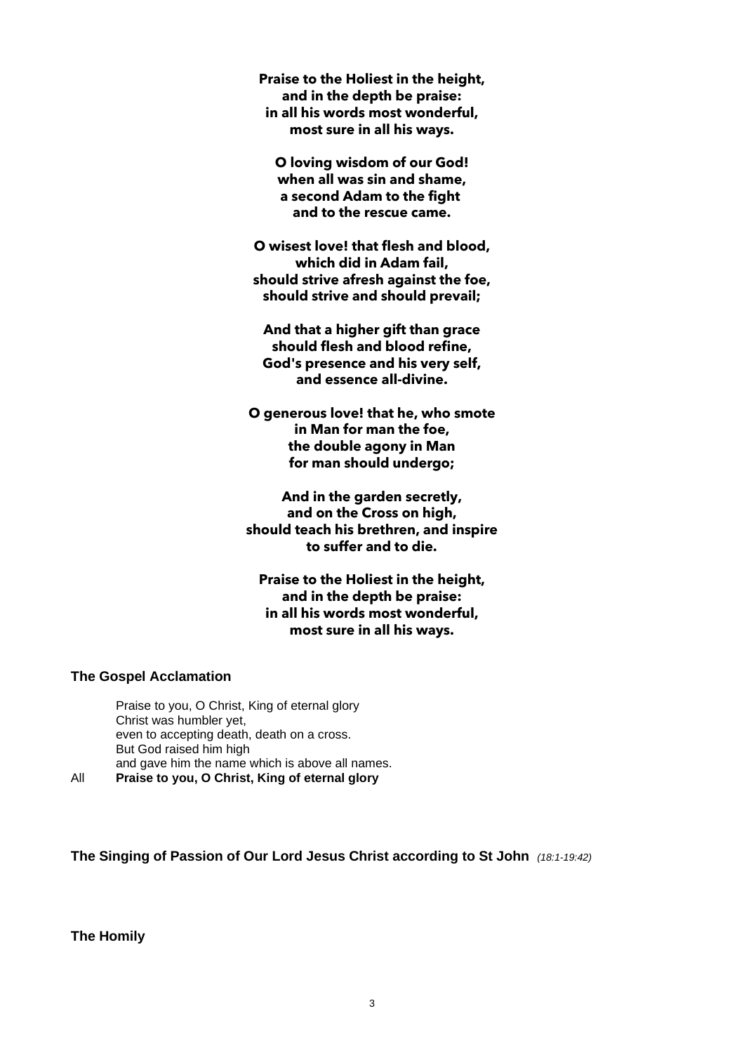**Praise to the Holiest in the height,**
**and in the depth be praise:**
**in all his words most wonderful,**
**most sure in all his ways.**

**O loving wisdom of our God!**
**when all was sin and shame,**
**a second Adam to the fight**
**and to the rescue came.**

**O wisest love! that flesh and blood,**
**which did in Adam fail,**
**should strive afresh against the foe,**
**should strive and should prevail;**

**And that a higher gift than grace**
**should flesh and blood refine,**
**God's presence and his very self,**
**and essence all-divine.**

**O generous love! that he, who smote**
**in Man for man the foe,**
**the double agony in Man**
**for man should undergo;**

**And in the garden secretly,**
**and on the Cross on high,**
**should teach his brethren, and inspire**
**to suffer and to die.**

**Praise to the Holiest in the height,**
**and in the depth be praise:**
**in all his words most wonderful,**
**most sure in all his ways.**

### The Gospel Acclamation

Praise to you, O Christ, King of eternal glory
Christ was humbler yet,
even to accepting death, death on a cross.
But God raised him high
and gave him the name which is above all names.

All **Praise to you, O Christ, King of eternal glory**

### The Singing of Passion of Our Lord Jesus Christ according to St John *(18:1-19:42)*

### The Homily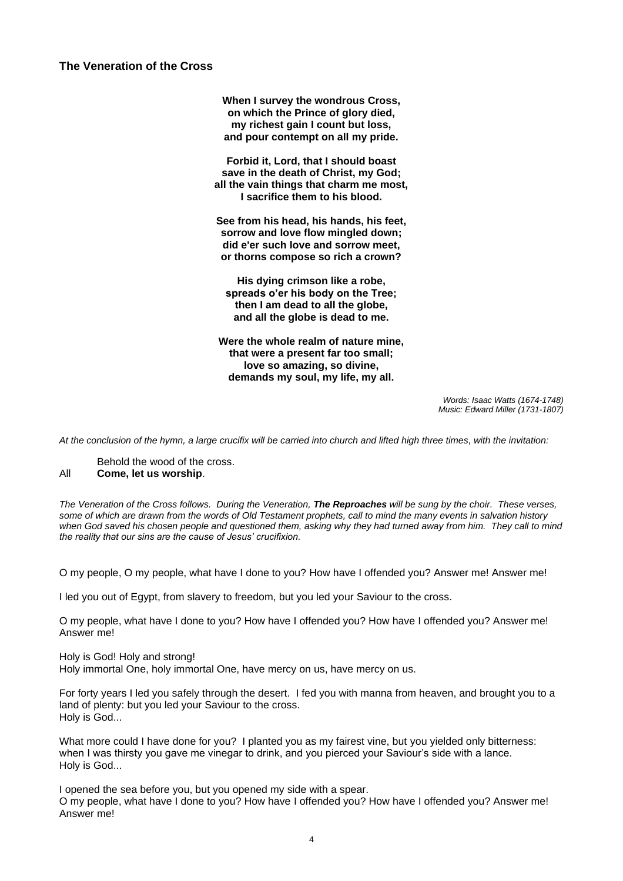## The Veneration of the Cross

**When I survey the wondrous Cross,**
**on which the Prince of glory died,**
**my richest gain I count but loss,**
**and pour contempt on all my pride.**

**Forbid it, Lord, that I should boast**
**save in the death of Christ, my God;**
**all the vain things that charm me most,**
**I sacrifice them to his blood.**

**See from his head, his hands, his feet,**
**sorrow and love flow mingled down;**
**did e'er such love and sorrow meet,**
**or thorns compose so rich a crown?**

**His dying crimson like a robe,**
**spreads o'er his body on the Tree;**
**then I am dead to all the globe,**
**and all the globe is dead to me.**

**Were the whole realm of nature mine,**
**that were a present far too small;**
**love so amazing, so divine,**
**demands my soul, my life, my all.**

*Words: Isaac Watts (1674-1748)*
*Music: Edward Miller (1731-1807)*

*At the conclusion of the hymn, a large crucifix will be carried into church and lifted high three times, with the invitation:*

Behold the wood of the cross.
All **Come, let us worship**.

*The Veneration of the Cross follows. During the Veneration, **The Reproaches** will be sung by the choir. These verses, some of which are drawn from the words of Old Testament prophets, call to mind the many events in salvation history when God saved his chosen people and questioned them, asking why they had turned away from him. They call to mind the reality that our sins are the cause of Jesus' crucifixion.*

O my people, O my people, what have I done to you? How have I offended you? Answer me! Answer me!

I led you out of Egypt, from slavery to freedom, but you led your Saviour to the cross.

O my people, what have I done to you? How have I offended you? How have I offended you? Answer me! Answer me!

Holy is God! Holy and strong!
Holy immortal One, holy immortal One, have mercy on us, have mercy on us.

For forty years I led you safely through the desert. I fed you with manna from heaven, and brought you to a land of plenty: but you led your Saviour to the cross.
Holy is God...

What more could I have done for you? I planted you as my fairest vine, but you yielded only bitterness: when I was thirsty you gave me vinegar to drink, and you pierced your Saviour's side with a lance.
Holy is God...

I opened the sea before you, but you opened my side with a spear.
O my people, what have I done to you? How have I offended you? How have I offended you? Answer me! Answer me!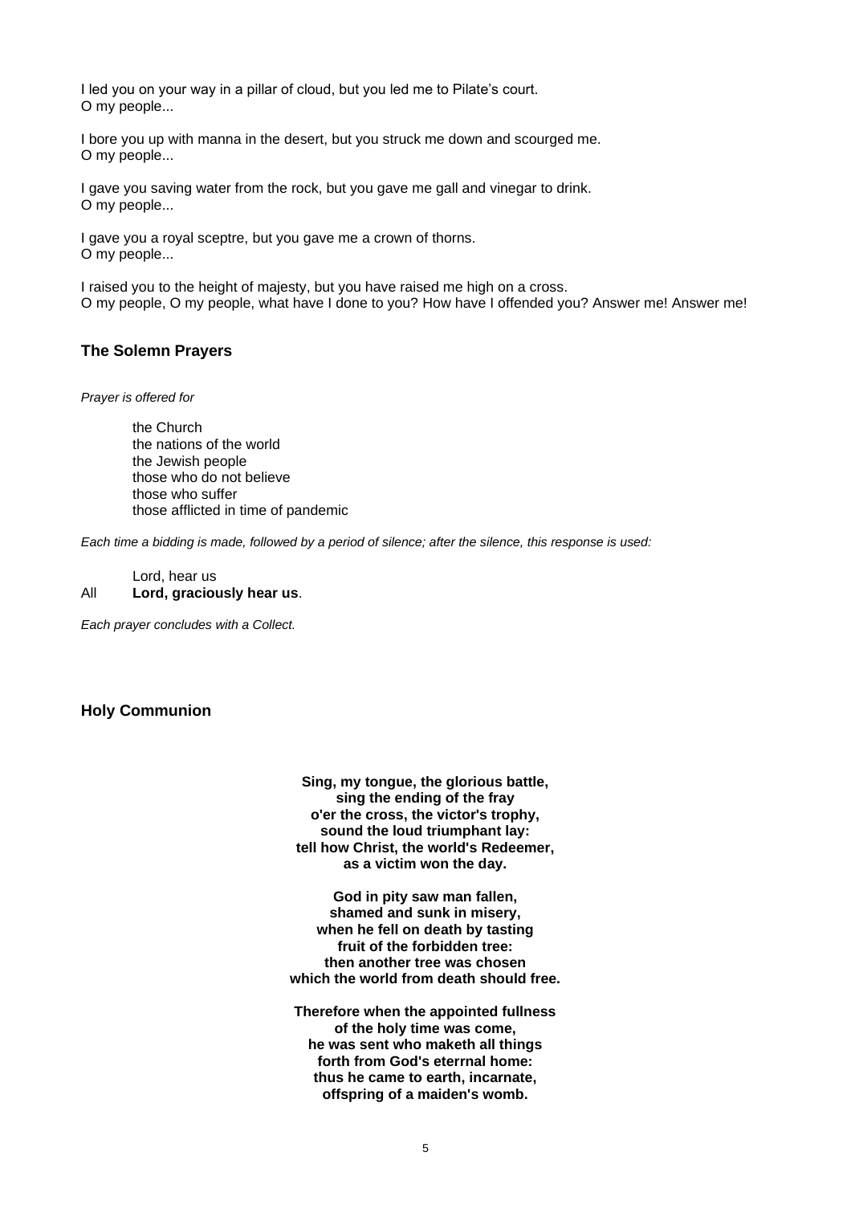I led you on your way in a pillar of cloud, but you led me to Pilate's court.
O my people...

I bore you up with manna in the desert, but you struck me down and scourged me.
O my people...

I gave you saving water from the rock, but you gave me gall and vinegar to drink.
O my people...

I gave you a royal sceptre, but you gave me a crown of thorns.
O my people...

I raised you to the height of majesty, but you have raised me high on a cross.
O my people, O my people, what have I done to you? How have I offended you? Answer me! Answer me!

### The Solemn Prayers

*Prayer is offered for*

the Church
the nations of the world
the Jewish people
those who do not believe
those who suffer
those afflicted in time of pandemic

*Each time a bidding is made, followed by a period of silence; after the silence, this response is used:*

Lord, hear us
All **Lord, graciously hear us**.

*Each prayer concludes with a Collect.*

### Holy Communion

**Sing, my tongue, the glorious battle,**
**sing the ending of the fray**
**o'er the cross, the victor's trophy,**
**sound the loud triumphant lay:**
**tell how Christ, the world's Redeemer,**
**as a victim won the day.**

**God in pity saw man fallen,**
**shamed and sunk in misery,**
**when he fell on death by tasting**
**fruit of the forbidden tree:**
**then another tree was chosen**
**which the world from death should free.**

**Therefore when the appointed fullness**
**of the holy time was come,**
**he was sent who maketh all things**
**forth from God's eterrnal home:**
**thus he came to earth, incarnate,**
**offspring of a maiden's womb.**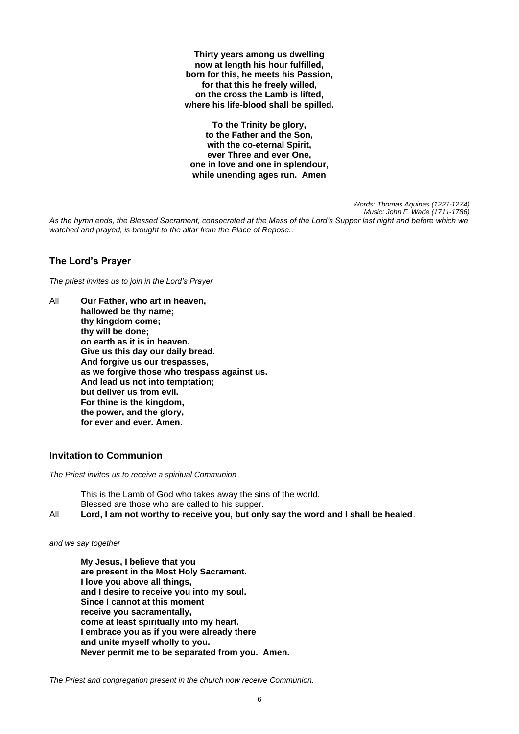**Thirty years among us dwelling**
**now at length his hour fulfilled,**
**born for this, he meets his Passion,**
**for that this he freely willed,**
**on the cross the Lamb is lifted,**
**where his life-blood shall be spilled.**

**To the Trinity be glory,**
**to the Father and the Son,**
**with the co-eternal Spirit,**
**ever Three and ever One,**
**one in love and one in splendour,**
**while unending ages run. Amen**

*Words: Thomas Aquinas (1227-1274)*
*Music: John F. Wade (1711-1786)*

*As the hymn ends, the Blessed Sacrament, consecrated at the Mass of the Lord's Supper last night and before which we watched and prayed, is brought to the altar from the Place of Repose..*

## The Lord's Prayer

*The priest invites us to join in the Lord's Prayer*

All **Our Father, who art in heaven,**
**hallowed be thy name;**
**thy kingdom come;**
**thy will be done;**
**on earth as it is in heaven.**
**Give us this day our daily bread.**
**And forgive us our trespasses,**
**as we forgive those who trespass against us.**
**And lead us not into temptation;**
**but deliver us from evil.**
**For thine is the kingdom,**
**the power, and the glory,**
**for ever and ever. Amen.**

## Invitation to Communion

*The Priest invites us to receive a spiritual Communion*

This is the Lamb of God who takes away the sins of the world.
Blessed are those who are called to his supper.

All **Lord, I am not worthy to receive you, but only say the word and I shall be healed**.

*and we say together*

**My Jesus, I believe that you**
**are present in the Most Holy Sacrament.**
**I love you above all things,**
**and I desire to receive you into my soul.**
**Since I cannot at this moment**
**receive you sacramentally,**
**come at least spiritually into my heart.**
**I embrace you as if you were already there**
**and unite myself wholly to you.**
**Never permit me to be separated from you. Amen.**

*The Priest and congregation present in the church now receive Communion.*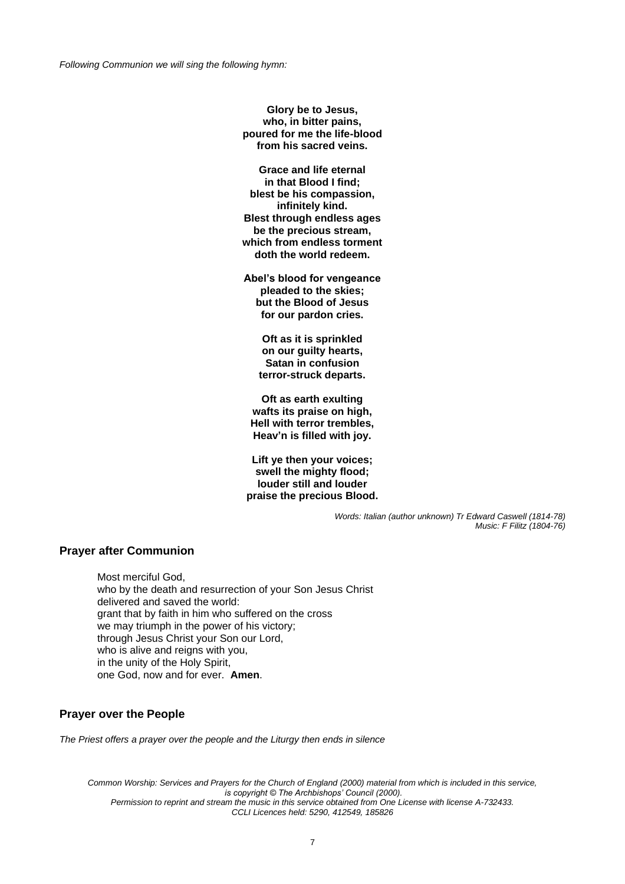*Following Communion we will sing the following hymn:*

**Glory be to Jesus,**
**who, in bitter pains,**
**poured for me the life-blood**
**from his sacred veins.**

**Grace and life eternal**
**in that Blood I find;**
**blest be his compassion,**
**infinitely kind.**
**Blest through endless ages**
**be the precious stream,**
**which from endless torment**
**doth the world redeem.**

**Abel's blood for vengeance**
**pleaded to the skies;**
**but the Blood of Jesus**
**for our pardon cries.**

**Oft as it is sprinkled**
**on our guilty hearts,**
**Satan in confusion**
**terror-struck departs.**

**Oft as earth exulting**
**wafts its praise on high,**
**Hell with terror trembles,**
**Heav'n is filled with joy.**

**Lift ye then your voices;**
**swell the mighty flood;**
**louder still and louder**
**praise the precious Blood.**

*Words: Italian (author unknown) Tr Edward Caswell (1814-78)*
*Music: F Filitz (1804-76)*

## Prayer after Communion

Most merciful God,
who by the death and resurrection of your Son Jesus Christ
delivered and saved the world:
grant that by faith in him who suffered on the cross
we may triumph in the power of his victory;
through Jesus Christ your Son our Lord,
who is alive and reigns with you,
in the unity of the Holy Spirit,
one God, now and for ever. **Amen**.

## Prayer over the People

*The Priest offers a prayer over the people and the Liturgy then ends in silence*

*Common Worship: Services and Prayers for the Church of England (2000) material from which is included in this service, is copyright © The Archbishops' Council (2000).*
*Permission to reprint and stream the music in this service obtained from One License with license A-732433.*
*CCLI Licences held: 5290, 412549, 185826*